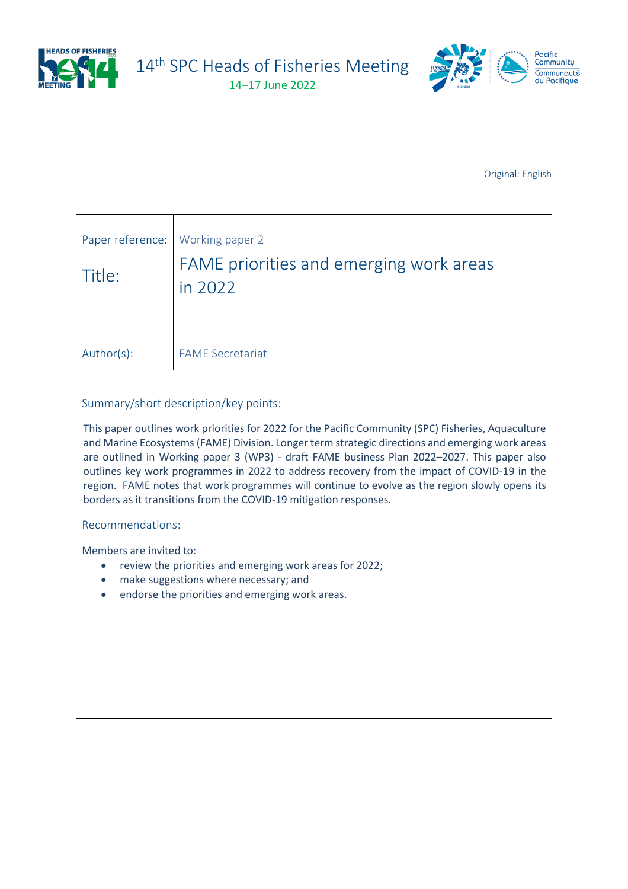# 14th SPC Heads of Fisheries Meeting

14–17 June 2022

Original: English

| Paper reference: | Working paper 2 |
| --- | --- |
| Title: | FAME priorities and emerging work areas in 2022 |
| Author(s): | FAME Secretariat |

**Summary/short description/key points:**

This paper outlines work priorities for 2022 for the Pacific Community (SPC) Fisheries, Aquaculture and Marine Ecosystems (FAME) Division. Longer term strategic directions and emerging work areas are outlined in Working paper 3 (WP3) - draft FAME business Plan 2022–2027. This paper also outlines key work programmes in 2022 to address recovery from the impact of COVID-19 in the region. FAME notes that work programmes will continue to evolve as the region slowly opens its borders as it transitions from the COVID-19 mitigation responses.

**Recommendations:**

Members are invited to:

- review the priorities and emerging work areas for 2022;
- make suggestions where necessary; and
- endorse the priorities and emerging work areas.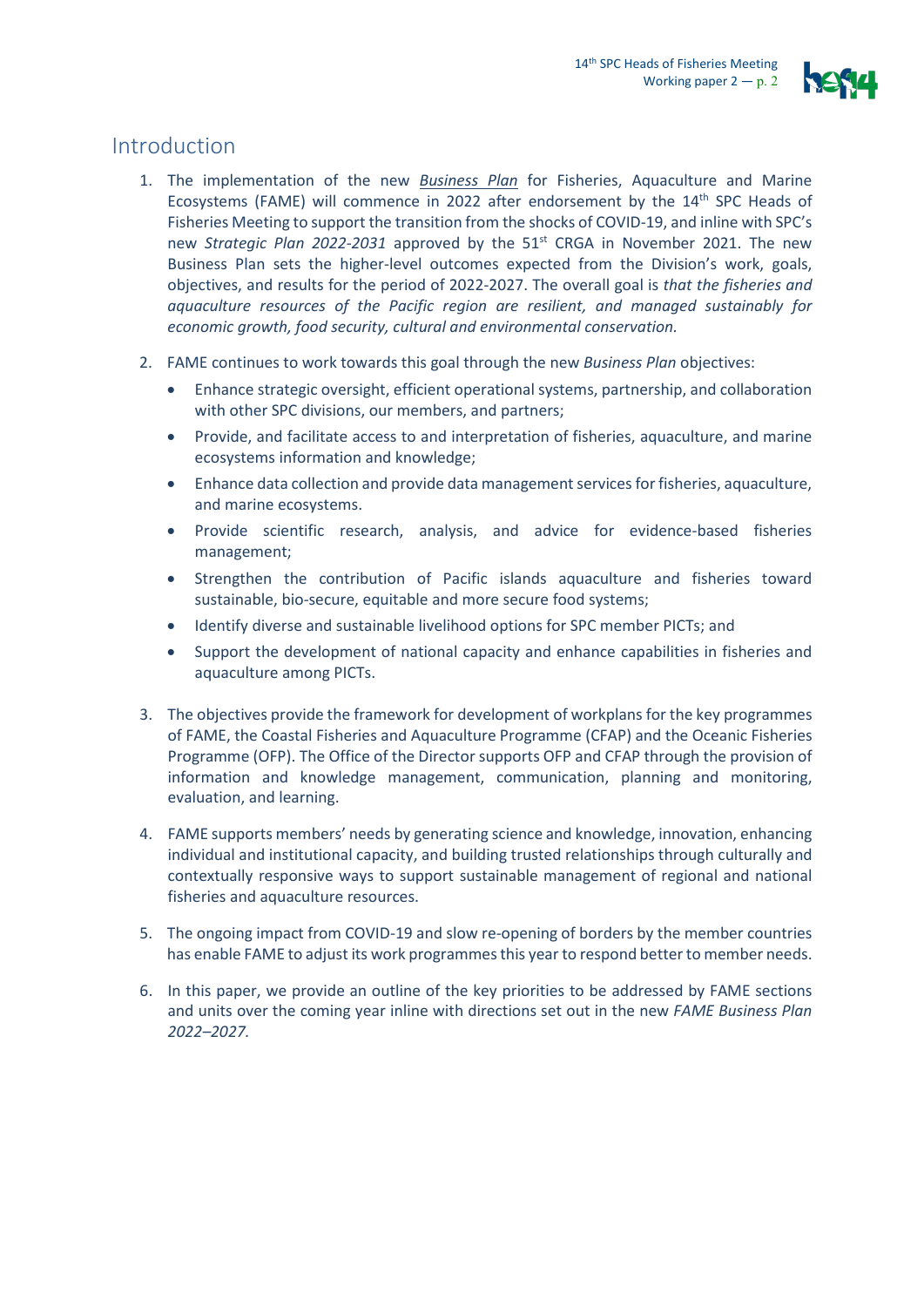## Introduction

1. The implementation of the new *Business Plan* for Fisheries, Aquaculture and Marine Ecosystems (FAME) will commence in 2022 after endorsement by the 14th SPC Heads of Fisheries Meeting to support the transition from the shocks of COVID-19, and inline with SPC's new *Strategic Plan 2022-2031* approved by the 51st CRGA in November 2021. The new Business Plan sets the higher-level outcomes expected from the Division's work, goals, objectives, and results for the period of 2022-2027. The overall goal is *that the fisheries and aquaculture resources of the Pacific region are resilient, and managed sustainably for economic growth, food security, cultural and environmental conservation.*

2. FAME continues to work towards this goal through the new *Business Plan* objectives:
   - Enhance strategic oversight, efficient operational systems, partnership, and collaboration with other SPC divisions, our members, and partners;
   - Provide, and facilitate access to and interpretation of fisheries, aquaculture, and marine ecosystems information and knowledge;
   - Enhance data collection and provide data management services for fisheries, aquaculture, and marine ecosystems.
   - Provide scientific research, analysis, and advice for evidence-based fisheries management;
   - Strengthen the contribution of Pacific islands aquaculture and fisheries toward sustainable, bio-secure, equitable and more secure food systems;
   - Identify diverse and sustainable livelihood options for SPC member PICTs; and
   - Support the development of national capacity and enhance capabilities in fisheries and aquaculture among PICTs.

3. The objectives provide the framework for development of workplans for the key programmes of FAME, the Coastal Fisheries and Aquaculture Programme (CFAP) and the Oceanic Fisheries Programme (OFP). The Office of the Director supports OFP and CFAP through the provision of information and knowledge management, communication, planning and monitoring, evaluation, and learning.

4. FAME supports members' needs by generating science and knowledge, innovation, enhancing individual and institutional capacity, and building trusted relationships through culturally and contextually responsive ways to support sustainable management of regional and national fisheries and aquaculture resources.

5. The ongoing impact from COVID-19 and slow re-opening of borders by the member countries has enable FAME to adjust its work programmes this year to respond better to member needs.

6. In this paper, we provide an outline of the key priorities to be addressed by FAME sections and units over the coming year inline with directions set out in the new *FAME Business Plan 2022–2027.*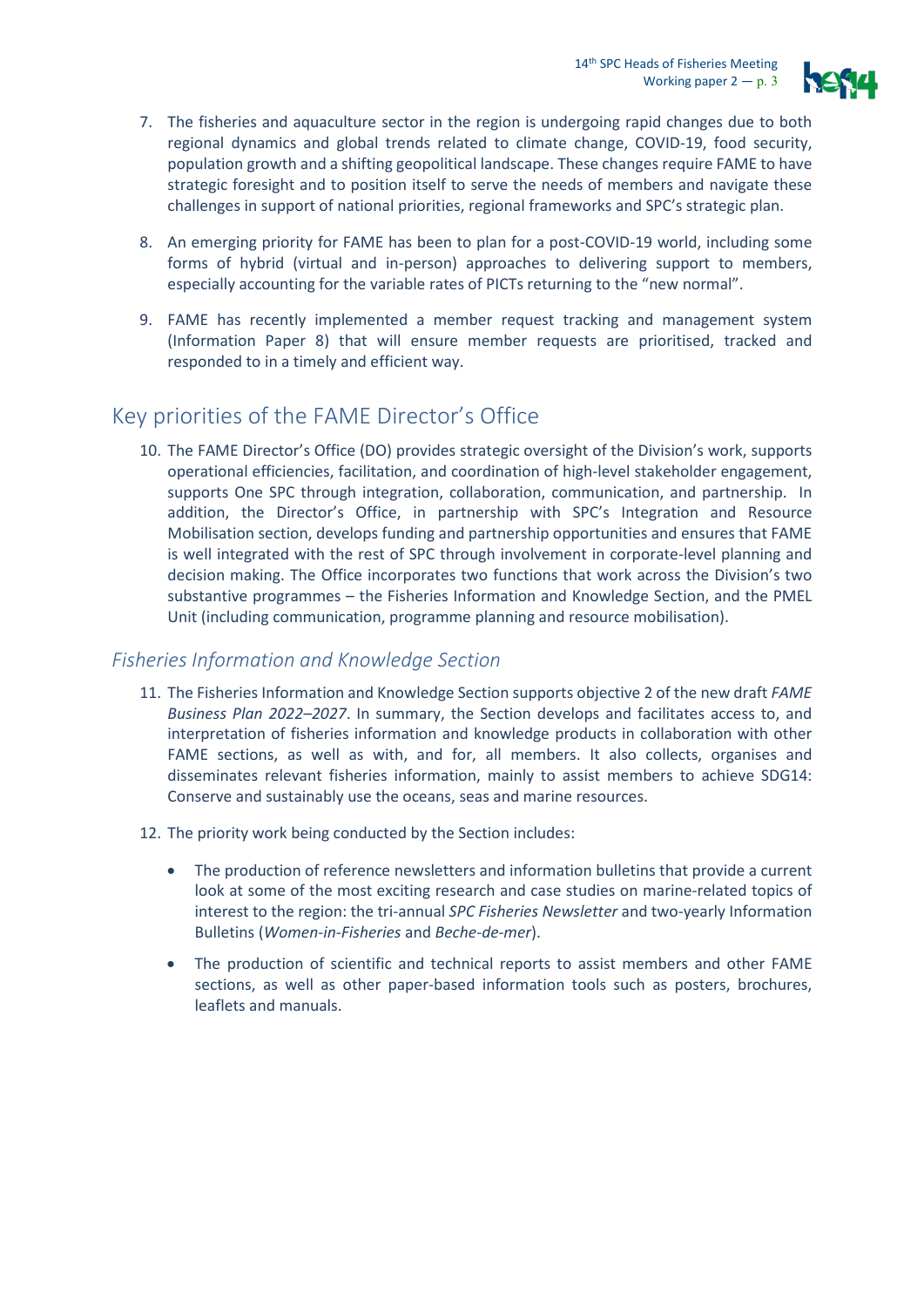7. The fisheries and aquaculture sector in the region is undergoing rapid changes due to both regional dynamics and global trends related to climate change, COVID-19, food security, population growth and a shifting geopolitical landscape. These changes require FAME to have strategic foresight and to position itself to serve the needs of members and navigate these challenges in support of national priorities, regional frameworks and SPC's strategic plan.

8. An emerging priority for FAME has been to plan for a post-COVID-19 world, including some forms of hybrid (virtual and in-person) approaches to delivering support to members, especially accounting for the variable rates of PICTs returning to the "new normal".

9. FAME has recently implemented a member request tracking and management system (Information Paper 8) that will ensure member requests are prioritised, tracked and responded to in a timely and efficient way.

## Key priorities of the FAME Director's Office

10. The FAME Director's Office (DO) provides strategic oversight of the Division's work, supports operational efficiencies, facilitation, and coordination of high-level stakeholder engagement, supports One SPC through integration, collaboration, communication, and partnership. In addition, the Director's Office, in partnership with SPC's Integration and Resource Mobilisation section, develops funding and partnership opportunities and ensures that FAME is well integrated with the rest of SPC through involvement in corporate-level planning and decision making. The Office incorporates two functions that work across the Division's two substantive programmes – the Fisheries Information and Knowledge Section, and the PMEL Unit (including communication, programme planning and resource mobilisation).

### *Fisheries Information and Knowledge Section*

11. The Fisheries Information and Knowledge Section supports objective 2 of the new draft *FAME Business Plan 2022–2027*. In summary, the Section develops and facilitates access to, and interpretation of fisheries information and knowledge products in collaboration with other FAME sections, as well as with, and for, all members. It also collects, organises and disseminates relevant fisheries information, mainly to assist members to achieve SDG14: Conserve and sustainably use the oceans, seas and marine resources.

12. The priority work being conducted by the Section includes:

    - The production of reference newsletters and information bulletins that provide a current look at some of the most exciting research and case studies on marine-related topics of interest to the region: the tri-annual *SPC Fisheries Newsletter* and two-yearly Information Bulletins (*Women-in-Fisheries* and *Beche-de-mer*).

    - The production of scientific and technical reports to assist members and other FAME sections, as well as other paper-based information tools such as posters, brochures, leaflets and manuals.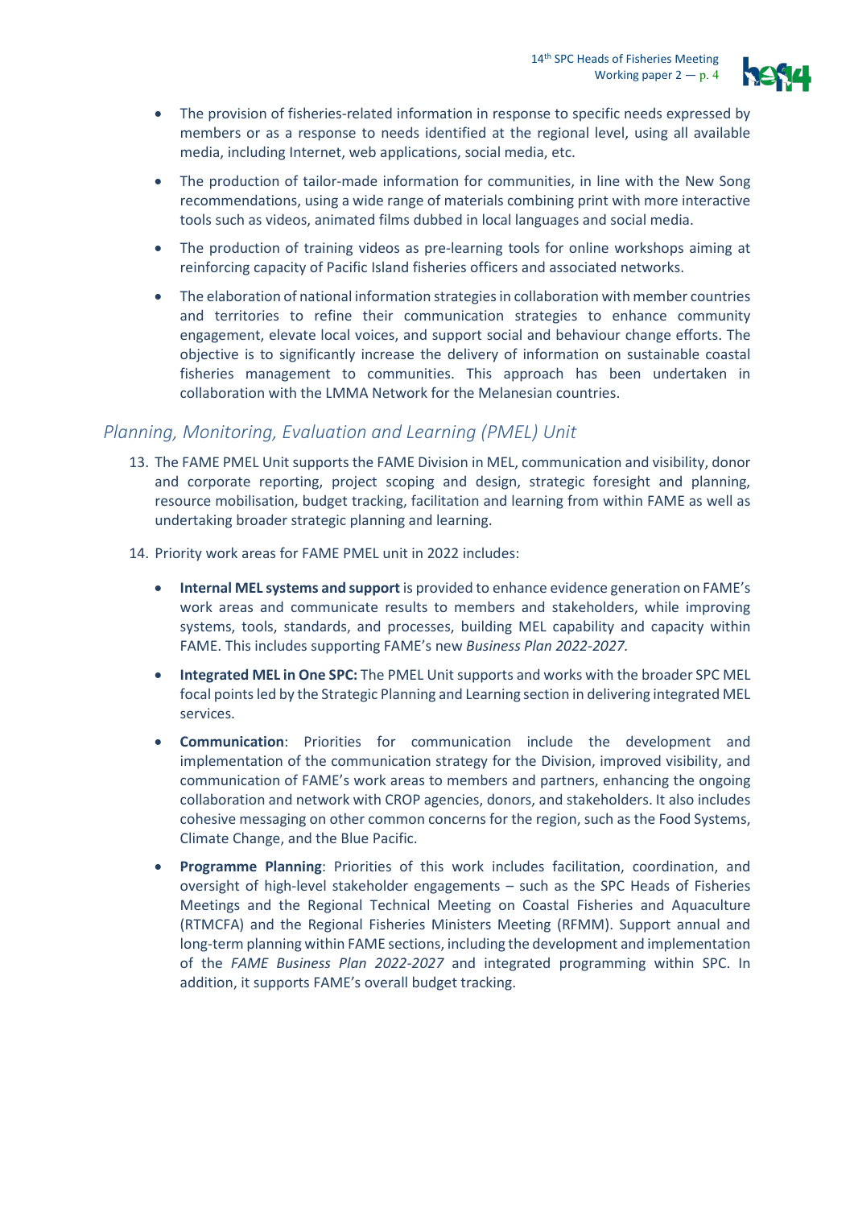- The provision of fisheries-related information in response to specific needs expressed by members or as a response to needs identified at the regional level, using all available media, including Internet, web applications, social media, etc.

- The production of tailor-made information for communities, in line with the New Song recommendations, using a wide range of materials combining print with more interactive tools such as videos, animated films dubbed in local languages and social media.

- The production of training videos as pre-learning tools for online workshops aiming at reinforcing capacity of Pacific Island fisheries officers and associated networks.

- The elaboration of national information strategies in collaboration with member countries and territories to refine their communication strategies to enhance community engagement, elevate local voices, and support social and behaviour change efforts. The objective is to significantly increase the delivery of information on sustainable coastal fisheries management to communities. This approach has been undertaken in collaboration with the LMMA Network for the Melanesian countries.

### *Planning, Monitoring, Evaluation and Learning (PMEL) Unit*

13. The FAME PMEL Unit supports the FAME Division in MEL, communication and visibility, donor and corporate reporting, project scoping and design, strategic foresight and planning, resource mobilisation, budget tracking, facilitation and learning from within FAME as well as undertaking broader strategic planning and learning.

14. Priority work areas for FAME PMEL unit in 2022 includes:

    - **Internal MEL systems and support** is provided to enhance evidence generation on FAME's work areas and communicate results to members and stakeholders, while improving systems, tools, standards, and processes, building MEL capability and capacity within FAME. This includes supporting FAME's new *Business Plan 2022-2027.*

    - **Integrated MEL in One SPC:** The PMEL Unit supports and works with the broader SPC MEL focal points led by the Strategic Planning and Learning section in delivering integrated MEL services.

    - **Communication**: Priorities for communication include the development and implementation of the communication strategy for the Division, improved visibility, and communication of FAME's work areas to members and partners, enhancing the ongoing collaboration and network with CROP agencies, donors, and stakeholders. It also includes cohesive messaging on other common concerns for the region, such as the Food Systems, Climate Change, and the Blue Pacific.

    - **Programme Planning**: Priorities of this work includes facilitation, coordination, and oversight of high-level stakeholder engagements – such as the SPC Heads of Fisheries Meetings and the Regional Technical Meeting on Coastal Fisheries and Aquaculture (RTMCFA) and the Regional Fisheries Ministers Meeting (RFMM). Support annual and long-term planning within FAME sections, including the development and implementation of the *FAME Business Plan 2022-2027* and integrated programming within SPC. In addition, it supports FAME's overall budget tracking.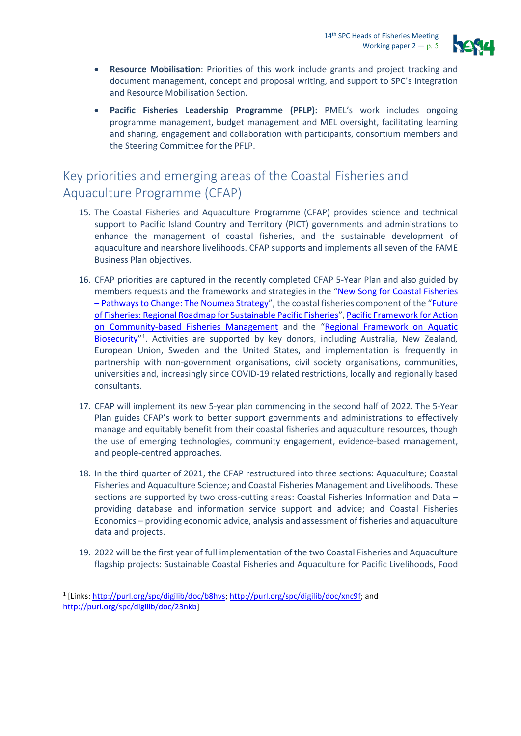- **Resource Mobilisation**: Priorities of this work include grants and project tracking and document management, concept and proposal writing, and support to SPC's Integration and Resource Mobilisation Section.

- **Pacific Fisheries Leadership Programme (PFLP):** PMEL's work includes ongoing programme management, budget management and MEL oversight, facilitating learning and sharing, engagement and collaboration with participants, consortium members and the Steering Committee for the PFLP.

## Key priorities and emerging areas of the Coastal Fisheries and Aquaculture Programme (CFAP)

15. The Coastal Fisheries and Aquaculture Programme (CFAP) provides science and technical support to Pacific Island Country and Territory (PICT) governments and administrations to enhance the management of coastal fisheries, and the sustainable development of aquaculture and nearshore livelihoods. CFAP supports and implements all seven of the FAME Business Plan objectives.

16. CFAP priorities are captured in the recently completed CFAP 5-Year Plan and also guided by members requests and the frameworks and strategies in the "New Song for Coastal Fisheries – Pathways to Change: The Noumea Strategy", the coastal fisheries component of the "Future of Fisheries: Regional Roadmap for Sustainable Pacific Fisheries", Pacific Framework for Action on Community-based Fisheries Management and the "Regional Framework on Aquatic Biosecurity"[1]. Activities are supported by key donors, including Australia, New Zealand, European Union, Sweden and the United States, and implementation is frequently in partnership with non-government organisations, civil society organisations, communities, universities and, increasingly since COVID-19 related restrictions, locally and regionally based consultants.

17. CFAP will implement its new 5-year plan commencing in the second half of 2022. The 5-Year Plan guides CFAP's work to better support governments and administrations to effectively manage and equitably benefit from their coastal fisheries and aquaculture resources, though the use of emerging technologies, community engagement, evidence-based management, and people-centred approaches.

18. In the third quarter of 2021, the CFAP restructured into three sections: Aquaculture; Coastal Fisheries and Aquaculture Science; and Coastal Fisheries Management and Livelihoods. These sections are supported by two cross-cutting areas: Coastal Fisheries Information and Data – providing database and information service support and advice; and Coastal Fisheries Economics – providing economic advice, analysis and assessment of fisheries and aquaculture data and projects.

19. 2022 will be the first year of full implementation of the two Coastal Fisheries and Aquaculture flagship projects: Sustainable Coastal Fisheries and Aquaculture for Pacific Livelihoods, Food

[1] [Links: http://purl.org/spc/digilib/doc/b8hvs; http://purl.org/spc/digilib/doc/xnc9f; and http://purl.org/spc/digilib/doc/23nkb]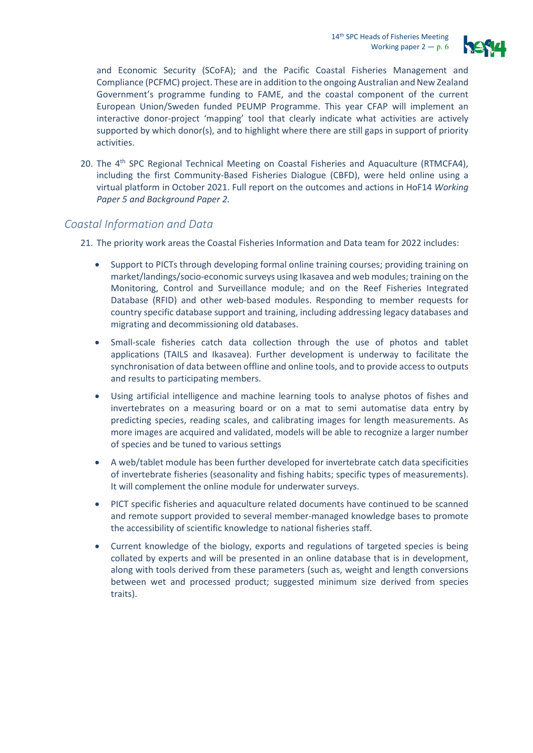and Economic Security (SCoFA); and the Pacific Coastal Fisheries Management and Compliance (PCFMC) project. These are in addition to the ongoing Australian and New Zealand Government's programme funding to FAME, and the coastal component of the current European Union/Sweden funded PEUMP Programme. This year CFAP will implement an interactive donor-project 'mapping' tool that clearly indicate what activities are actively supported by which donor(s), and to highlight where there are still gaps in support of priority activities.

20. The 4th SPC Regional Technical Meeting on Coastal Fisheries and Aquaculture (RTMCFA4), including the first Community-Based Fisheries Dialogue (CBFD), were held online using a virtual platform in October 2021. Full report on the outcomes and actions in HoF14 *Working Paper 5 and Background Paper 2.*

## *Coastal Information and Data*

21. The priority work areas the Coastal Fisheries Information and Data team for 2022 includes:

    - Support to PICTs through developing formal online training courses; providing training on market/landings/socio-economic surveys using Ikasavea and web modules; training on the Monitoring, Control and Surveillance module; and on the Reef Fisheries Integrated Database (RFID) and other web-based modules. Responding to member requests for country specific database support and training, including addressing legacy databases and migrating and decommissioning old databases.
    - Small-scale fisheries catch data collection through the use of photos and tablet applications (TAILS and Ikasavea). Further development is underway to facilitate the synchronisation of data between offline and online tools, and to provide access to outputs and results to participating members.
    - Using artificial intelligence and machine learning tools to analyse photos of fishes and invertebrates on a measuring board or on a mat to semi automatise data entry by predicting species, reading scales, and calibrating images for length measurements. As more images are acquired and validated, models will be able to recognize a larger number of species and be tuned to various settings
    - A web/tablet module has been further developed for invertebrate catch data specificities of invertebrate fisheries (seasonality and fishing habits; specific types of measurements). It will complement the online module for underwater surveys.
    - PICT specific fisheries and aquaculture related documents have continued to be scanned and remote support provided to several member-managed knowledge bases to promote the accessibility of scientific knowledge to national fisheries staff.
    - Current knowledge of the biology, exports and regulations of targeted species is being collated by experts and will be presented in an online database that is in development, along with tools derived from these parameters (such as, weight and length conversions between wet and processed product; suggested minimum size derived from species traits).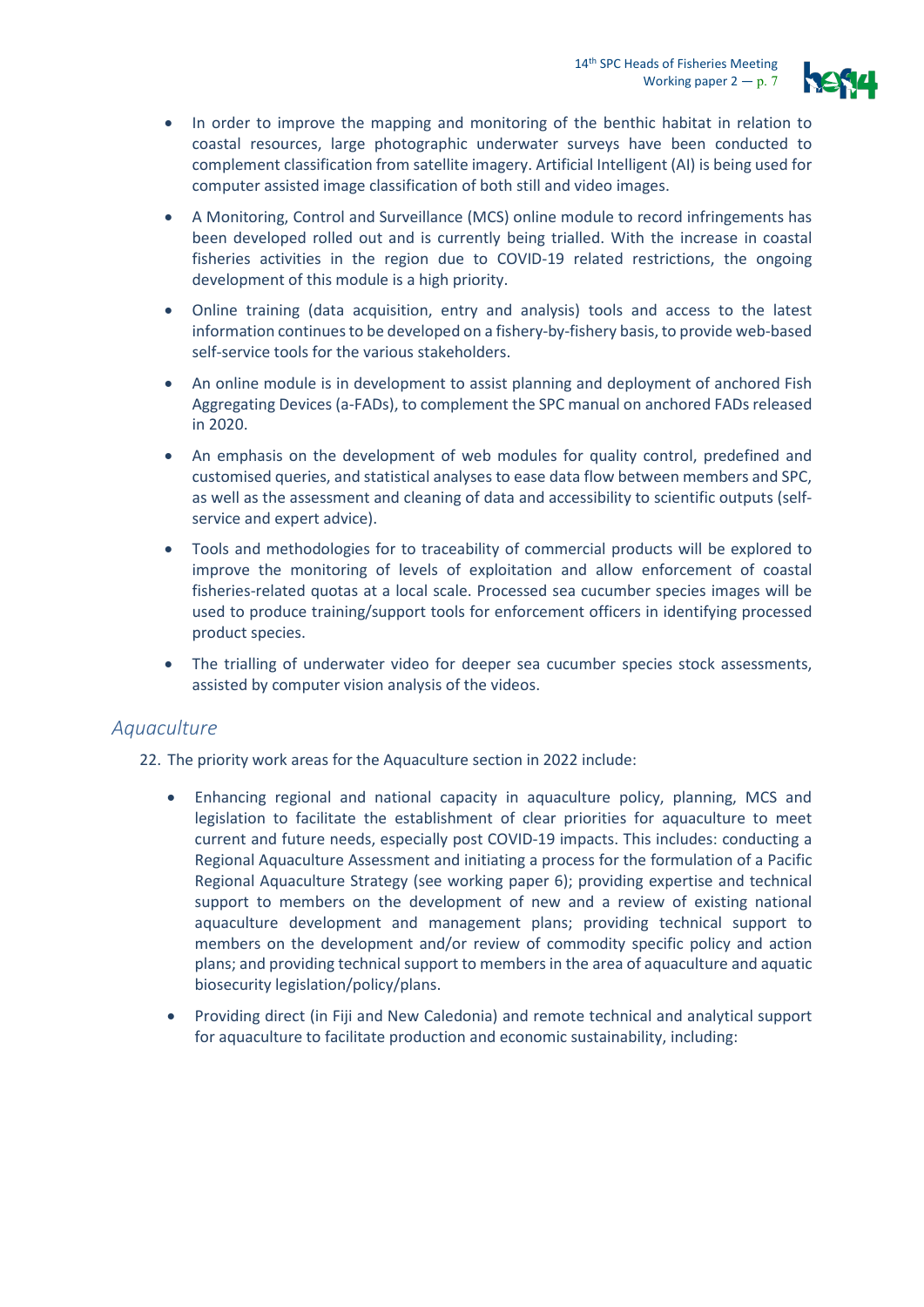- In order to improve the mapping and monitoring of the benthic habitat in relation to coastal resources, large photographic underwater surveys have been conducted to complement classification from satellite imagery. Artificial Intelligent (AI) is being used for computer assisted image classification of both still and video images.
- A Monitoring, Control and Surveillance (MCS) online module to record infringements has been developed rolled out and is currently being trialled. With the increase in coastal fisheries activities in the region due to COVID-19 related restrictions, the ongoing development of this module is a high priority.
- Online training (data acquisition, entry and analysis) tools and access to the latest information continues to be developed on a fishery-by-fishery basis, to provide web-based self-service tools for the various stakeholders.
- An online module is in development to assist planning and deployment of anchored Fish Aggregating Devices (a-FADs), to complement the SPC manual on anchored FADs released in 2020.
- An emphasis on the development of web modules for quality control, predefined and customised queries, and statistical analyses to ease data flow between members and SPC, as well as the assessment and cleaning of data and accessibility to scientific outputs (self-service and expert advice).
- Tools and methodologies for to traceability of commercial products will be explored to improve the monitoring of levels of exploitation and allow enforcement of coastal fisheries-related quotas at a local scale. Processed sea cucumber species images will be used to produce training/support tools for enforcement officers in identifying processed product species.
- The trialling of underwater video for deeper sea cucumber species stock assessments, assisted by computer vision analysis of the videos.

## *Aquaculture*

22. The priority work areas for the Aquaculture section in 2022 include:

    - Enhancing regional and national capacity in aquaculture policy, planning, MCS and legislation to facilitate the establishment of clear priorities for aquaculture to meet current and future needs, especially post COVID-19 impacts. This includes: conducting a Regional Aquaculture Assessment and initiating a process for the formulation of a Pacific Regional Aquaculture Strategy (see working paper 6); providing expertise and technical support to members on the development of new and a review of existing national aquaculture development and management plans; providing technical support to members on the development and/or review of commodity specific policy and action plans; and providing technical support to members in the area of aquaculture and aquatic biosecurity legislation/policy/plans.
    - Providing direct (in Fiji and New Caledonia) and remote technical and analytical support for aquaculture to facilitate production and economic sustainability, including: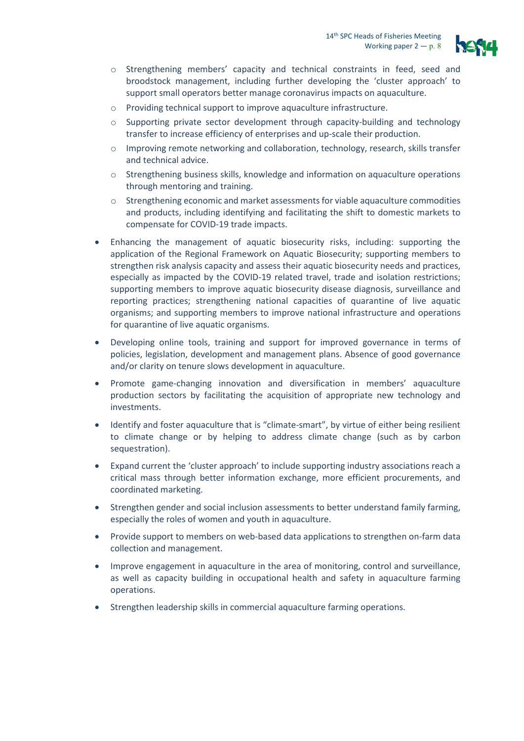- Strengthening members' capacity and technical constraints in feed, seed and broodstock management, including further developing the 'cluster approach' to support small operators better manage coronavirus impacts on aquaculture.
  - Providing technical support to improve aquaculture infrastructure.
  - Supporting private sector development through capacity-building and technology transfer to increase efficiency of enterprises and up-scale their production.
  - Improving remote networking and collaboration, technology, research, skills transfer and technical advice.
  - Strengthening business skills, knowledge and information on aquaculture operations through mentoring and training.
  - Strengthening economic and market assessments for viable aquaculture commodities and products, including identifying and facilitating the shift to domestic markets to compensate for COVID-19 trade impacts.

- Enhancing the management of aquatic biosecurity risks, including: supporting the application of the Regional Framework on Aquatic Biosecurity; supporting members to strengthen risk analysis capacity and assess their aquatic biosecurity needs and practices, especially as impacted by the COVID-19 related travel, trade and isolation restrictions; supporting members to improve aquatic biosecurity disease diagnosis, surveillance and reporting practices; strengthening national capacities of quarantine of live aquatic organisms; and supporting members to improve national infrastructure and operations for quarantine of live aquatic organisms.

- Developing online tools, training and support for improved governance in terms of policies, legislation, development and management plans. Absence of good governance and/or clarity on tenure slows development in aquaculture.

- Promote game-changing innovation and diversification in members' aquaculture production sectors by facilitating the acquisition of appropriate new technology and investments.

- Identify and foster aquaculture that is "climate-smart", by virtue of either being resilient to climate change or by helping to address climate change (such as by carbon sequestration).

- Expand current the 'cluster approach' to include supporting industry associations reach a critical mass through better information exchange, more efficient procurements, and coordinated marketing.

- Strengthen gender and social inclusion assessments to better understand family farming, especially the roles of women and youth in aquaculture.

- Provide support to members on web-based data applications to strengthen on-farm data collection and management.

- Improve engagement in aquaculture in the area of monitoring, control and surveillance, as well as capacity building in occupational health and safety in aquaculture farming operations.

- Strengthen leadership skills in commercial aquaculture farming operations.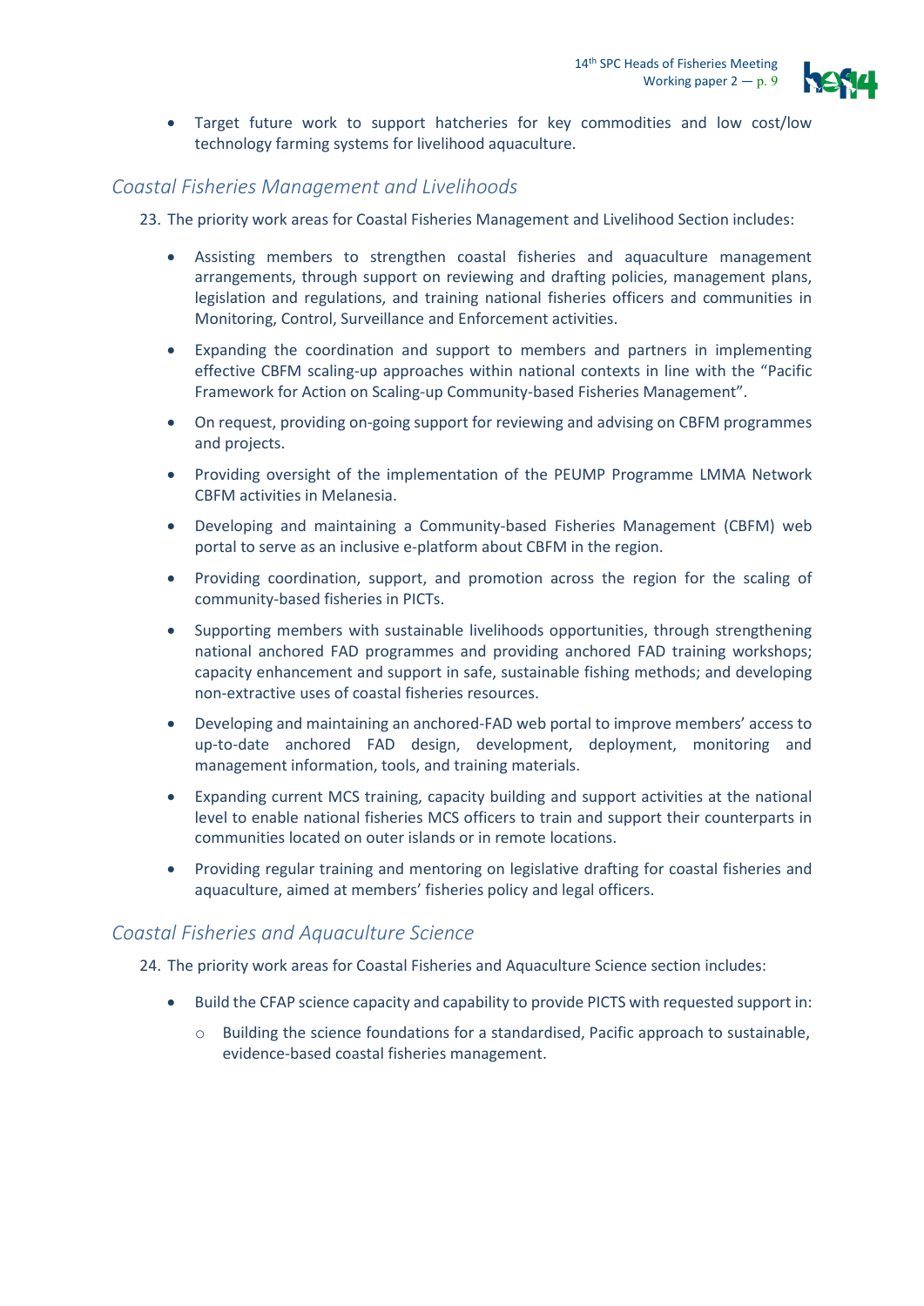- Target future work to support hatcheries for key commodities and low cost/low technology farming systems for livelihood aquaculture.

### *Coastal Fisheries Management and Livelihoods*

23. The priority work areas for Coastal Fisheries Management and Livelihood Section includes:

    - Assisting members to strengthen coastal fisheries and aquaculture management arrangements, through support on reviewing and drafting policies, management plans, legislation and regulations, and training national fisheries officers and communities in Monitoring, Control, Surveillance and Enforcement activities.
    - Expanding the coordination and support to members and partners in implementing effective CBFM scaling-up approaches within national contexts in line with the "Pacific Framework for Action on Scaling-up Community-based Fisheries Management".
    - On request, providing on-going support for reviewing and advising on CBFM programmes and projects.
    - Providing oversight of the implementation of the PEUMP Programme LMMA Network CBFM activities in Melanesia.
    - Developing and maintaining a Community-based Fisheries Management (CBFM) web portal to serve as an inclusive e-platform about CBFM in the region.
    - Providing coordination, support, and promotion across the region for the scaling of community-based fisheries in PICTs.
    - Supporting members with sustainable livelihoods opportunities, through strengthening national anchored FAD programmes and providing anchored FAD training workshops; capacity enhancement and support in safe, sustainable fishing methods; and developing non-extractive uses of coastal fisheries resources.
    - Developing and maintaining an anchored-FAD web portal to improve members' access to up-to-date anchored FAD design, development, deployment, monitoring and management information, tools, and training materials.
    - Expanding current MCS training, capacity building and support activities at the national level to enable national fisheries MCS officers to train and support their counterparts in communities located on outer islands or in remote locations.
    - Providing regular training and mentoring on legislative drafting for coastal fisheries and aquaculture, aimed at members' fisheries policy and legal officers.

### *Coastal Fisheries and Aquaculture Science*

24. The priority work areas for Coastal Fisheries and Aquaculture Science section includes:

    - Build the CFAP science capacity and capability to provide PICTS with requested support in:
        - Building the science foundations for a standardised, Pacific approach to sustainable, evidence-based coastal fisheries management.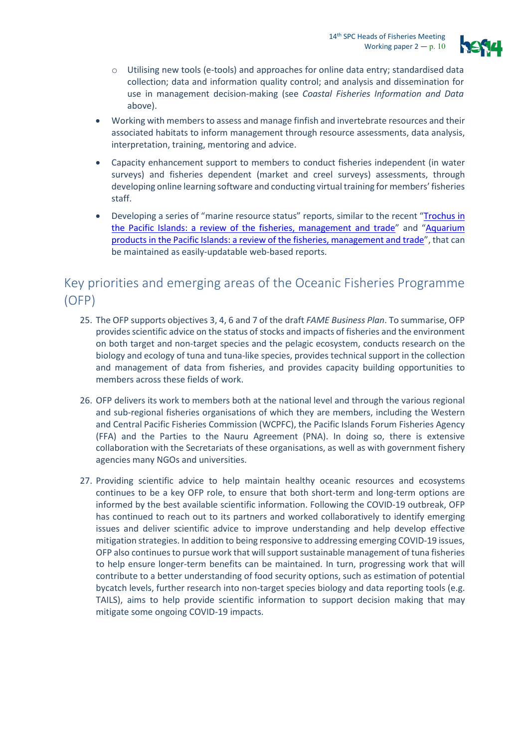- Utilising new tools (e-tools) and approaches for online data entry; standardised data collection; data and information quality control; and analysis and dissemination for use in management decision-making (see *Coastal Fisheries Information and Data* above).

- Working with members to assess and manage finfish and invertebrate resources and their associated habitats to inform management through resource assessments, data analysis, interpretation, training, mentoring and advice.

- Capacity enhancement support to members to conduct fisheries independent (in water surveys) and fisheries dependent (market and creel surveys) assessments, through developing online learning software and conducting virtual training for members' fisheries staff.

- Developing a series of "marine resource status" reports, similar to the recent "Trochus in the Pacific Islands: a review of the fisheries, management and trade" and "Aquarium products in the Pacific Islands: a review of the fisheries, management and trade", that can be maintained as easily-updatable web-based reports.

## Key priorities and emerging areas of the Oceanic Fisheries Programme (OFP)

25. The OFP supports objectives 3, 4, 6 and 7 of the draft *FAME Business Plan*. To summarise, OFP provides scientific advice on the status of stocks and impacts of fisheries and the environment on both target and non-target species and the pelagic ecosystem, conducts research on the biology and ecology of tuna and tuna-like species, provides technical support in the collection and management of data from fisheries, and provides capacity building opportunities to members across these fields of work.

26. OFP delivers its work to members both at the national level and through the various regional and sub-regional fisheries organisations of which they are members, including the Western and Central Pacific Fisheries Commission (WCPFC), the Pacific Islands Forum Fisheries Agency (FFA) and the Parties to the Nauru Agreement (PNA). In doing so, there is extensive collaboration with the Secretariats of these organisations, as well as with government fishery agencies many NGOs and universities.

27. Providing scientific advice to help maintain healthy oceanic resources and ecosystems continues to be a key OFP role, to ensure that both short-term and long-term options are informed by the best available scientific information. Following the COVID-19 outbreak, OFP has continued to reach out to its partners and worked collaboratively to identify emerging issues and deliver scientific advice to improve understanding and help develop effective mitigation strategies. In addition to being responsive to addressing emerging COVID-19 issues, OFP also continues to pursue work that will support sustainable management of tuna fisheries to help ensure longer-term benefits can be maintained. In turn, progressing work that will contribute to a better understanding of food security options, such as estimation of potential bycatch levels, further research into non-target species biology and data reporting tools (e.g. TAILS), aims to help provide scientific information to support decision making that may mitigate some ongoing COVID-19 impacts.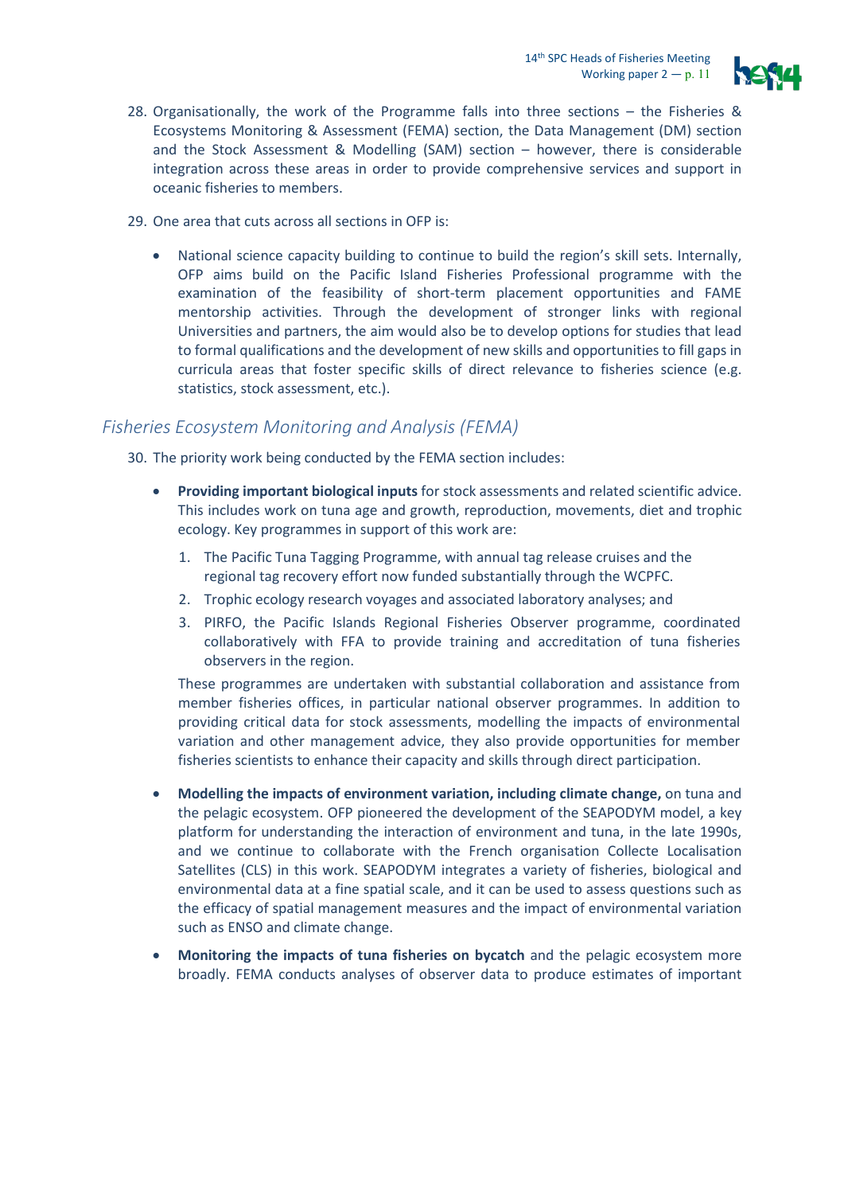28. Organisationally, the work of the Programme falls into three sections – the Fisheries & Ecosystems Monitoring & Assessment (FEMA) section, the Data Management (DM) section and the Stock Assessment & Modelling (SAM) section – however, there is considerable integration across these areas in order to provide comprehensive services and support in oceanic fisheries to members.

29. One area that cuts across all sections in OFP is:

    - National science capacity building to continue to build the region's skill sets. Internally, OFP aims build on the Pacific Island Fisheries Professional programme with the examination of the feasibility of short-term placement opportunities and FAME mentorship activities. Through the development of stronger links with regional Universities and partners, the aim would also be to develop options for studies that lead to formal qualifications and the development of new skills and opportunities to fill gaps in curricula areas that foster specific skills of direct relevance to fisheries science (e.g. statistics, stock assessment, etc.).

## *Fisheries Ecosystem Monitoring and Analysis (FEMA)*

30. The priority work being conducted by the FEMA section includes:

    - **Providing important biological inputs** for stock assessments and related scientific advice. This includes work on tuna age and growth, reproduction, movements, diet and trophic ecology. Key programmes in support of this work are:

        1. The Pacific Tuna Tagging Programme, with annual tag release cruises and the regional tag recovery effort now funded substantially through the WCPFC.
        2. Trophic ecology research voyages and associated laboratory analyses; and
        3. PIRFO, the Pacific Islands Regional Fisheries Observer programme, coordinated collaboratively with FFA to provide training and accreditation of tuna fisheries observers in the region.

      These programmes are undertaken with substantial collaboration and assistance from member fisheries offices, in particular national observer programmes. In addition to providing critical data for stock assessments, modelling the impacts of environmental variation and other management advice, they also provide opportunities for member fisheries scientists to enhance their capacity and skills through direct participation.

    - **Modelling the impacts of environment variation, including climate change,** on tuna and the pelagic ecosystem. OFP pioneered the development of the SEAPODYM model, a key platform for understanding the interaction of environment and tuna, in the late 1990s, and we continue to collaborate with the French organisation Collecte Localisation Satellites (CLS) in this work. SEAPODYM integrates a variety of fisheries, biological and environmental data at a fine spatial scale, and it can be used to assess questions such as the efficacy of spatial management measures and the impact of environmental variation such as ENSO and climate change.

    - **Monitoring the impacts of tuna fisheries on bycatch** and the pelagic ecosystem more broadly. FEMA conducts analyses of observer data to produce estimates of important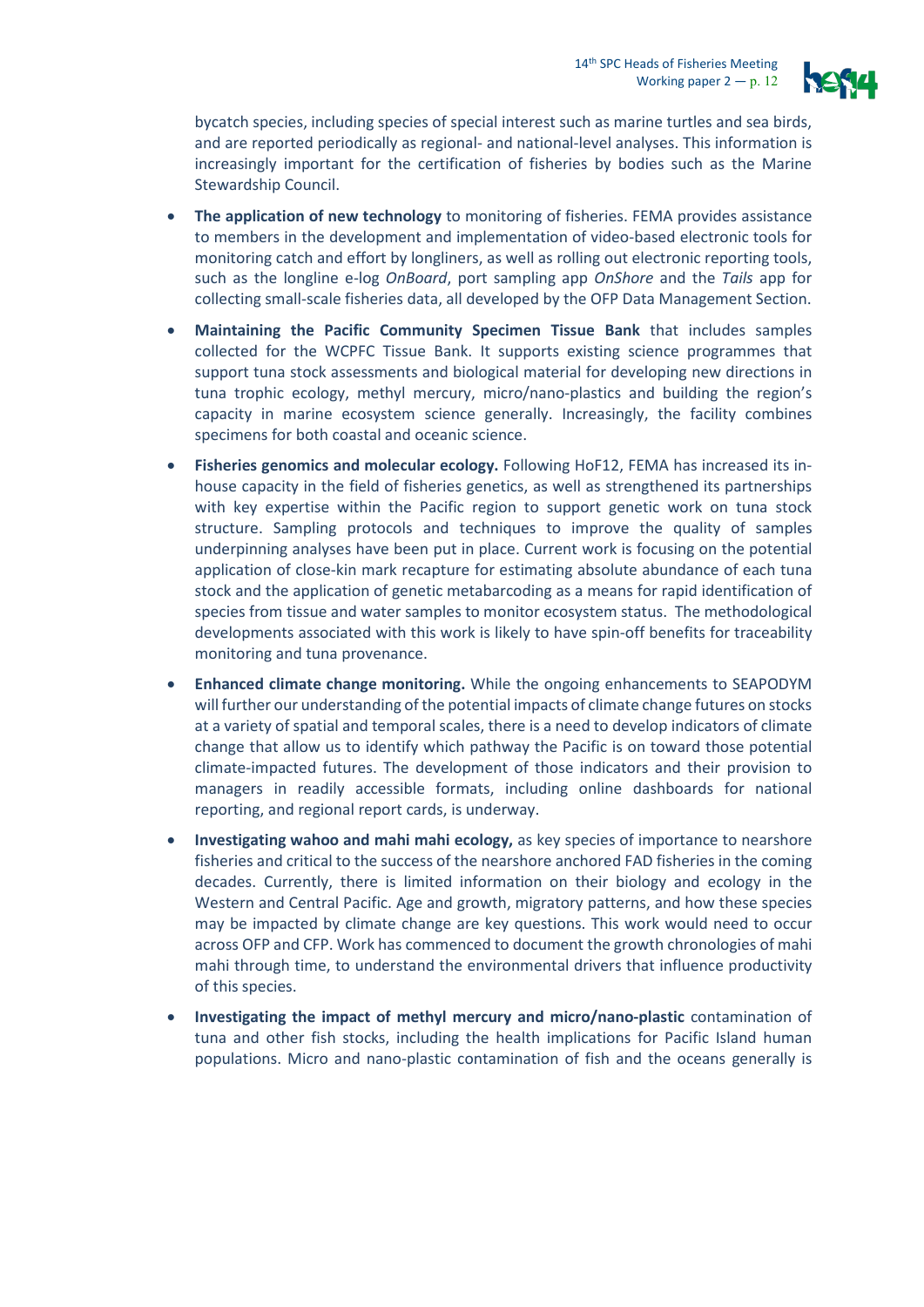bycatch species, including species of special interest such as marine turtles and sea birds, and are reported periodically as regional- and national-level analyses. This information is increasingly important for the certification of fisheries by bodies such as the Marine Stewardship Council.

- **The application of new technology** to monitoring of fisheries. FEMA provides assistance to members in the development and implementation of video-based electronic tools for monitoring catch and effort by longliners, as well as rolling out electronic reporting tools, such as the longline e-log *OnBoard*, port sampling app *OnShore* and the *Tails* app for collecting small-scale fisheries data, all developed by the OFP Data Management Section.
- **Maintaining the Pacific Community Specimen Tissue Bank** that includes samples collected for the WCPFC Tissue Bank. It supports existing science programmes that support tuna stock assessments and biological material for developing new directions in tuna trophic ecology, methyl mercury, micro/nano-plastics and building the region's capacity in marine ecosystem science generally. Increasingly, the facility combines specimens for both coastal and oceanic science.
- **Fisheries genomics and molecular ecology.** Following HoF12, FEMA has increased its in-house capacity in the field of fisheries genetics, as well as strengthened its partnerships with key expertise within the Pacific region to support genetic work on tuna stock structure. Sampling protocols and techniques to improve the quality of samples underpinning analyses have been put in place. Current work is focusing on the potential application of close-kin mark recapture for estimating absolute abundance of each tuna stock and the application of genetic metabarcoding as a means for rapid identification of species from tissue and water samples to monitor ecosystem status. The methodological developments associated with this work is likely to have spin-off benefits for traceability monitoring and tuna provenance.
- **Enhanced climate change monitoring.** While the ongoing enhancements to SEAPODYM will further our understanding of the potential impacts of climate change futures on stocks at a variety of spatial and temporal scales, there is a need to develop indicators of climate change that allow us to identify which pathway the Pacific is on toward those potential climate-impacted futures. The development of those indicators and their provision to managers in readily accessible formats, including online dashboards for national reporting, and regional report cards, is underway.
- **Investigating wahoo and mahi mahi ecology,** as key species of importance to nearshore fisheries and critical to the success of the nearshore anchored FAD fisheries in the coming decades. Currently, there is limited information on their biology and ecology in the Western and Central Pacific. Age and growth, migratory patterns, and how these species may be impacted by climate change are key questions. This work would need to occur across OFP and CFP. Work has commenced to document the growth chronologies of mahi mahi through time, to understand the environmental drivers that influence productivity of this species.
- **Investigating the impact of methyl mercury and micro/nano-plastic** contamination of tuna and other fish stocks, including the health implications for Pacific Island human populations. Micro and nano-plastic contamination of fish and the oceans generally is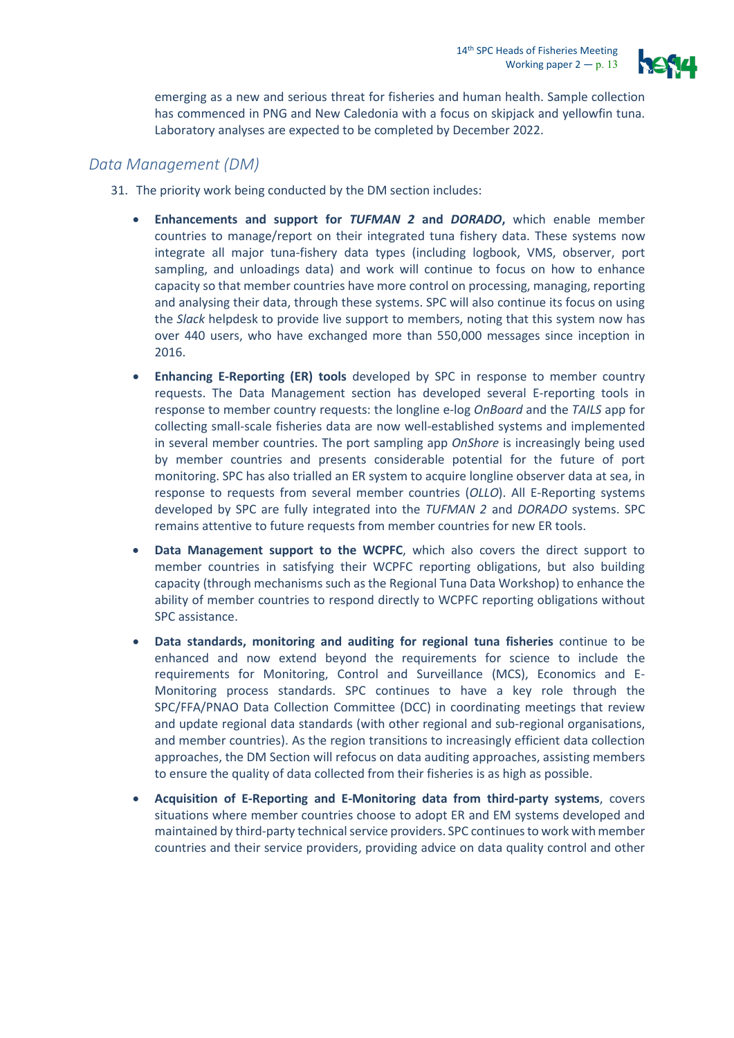emerging as a new and serious threat for fisheries and human health. Sample collection has commenced in PNG and New Caledonia with a focus on skipjack and yellowfin tuna. Laboratory analyses are expected to be completed by December 2022.

## *Data Management (DM)*

31. The priority work being conducted by the DM section includes:

- **Enhancements and support for *TUFMAN 2* and *DORADO*,** which enable member countries to manage/report on their integrated tuna fishery data. These systems now integrate all major tuna-fishery data types (including logbook, VMS, observer, port sampling, and unloadings data) and work will continue to focus on how to enhance capacity so that member countries have more control on processing, managing, reporting and analysing their data, through these systems. SPC will also continue its focus on using the *Slack* helpdesk to provide live support to members, noting that this system now has over 440 users, who have exchanged more than 550,000 messages since inception in 2016.

- **Enhancing E-Reporting (ER) tools** developed by SPC in response to member country requests. The Data Management section has developed several E-reporting tools in response to member country requests: the longline e-log *OnBoard* and the *TAILS* app for collecting small-scale fisheries data are now well-established systems and implemented in several member countries. The port sampling app *OnShore* is increasingly being used by member countries and presents considerable potential for the future of port monitoring. SPC has also trialled an ER system to acquire longline observer data at sea, in response to requests from several member countries (*OLLO*). All E-Reporting systems developed by SPC are fully integrated into the *TUFMAN 2* and *DORADO* systems. SPC remains attentive to future requests from member countries for new ER tools.

- **Data Management support to the WCPFC**, which also covers the direct support to member countries in satisfying their WCPFC reporting obligations, but also building capacity (through mechanisms such as the Regional Tuna Data Workshop) to enhance the ability of member countries to respond directly to WCPFC reporting obligations without SPC assistance.

- **Data standards, monitoring and auditing for regional tuna fisheries** continue to be enhanced and now extend beyond the requirements for science to include the requirements for Monitoring, Control and Surveillance (MCS), Economics and E-Monitoring process standards. SPC continues to have a key role through the SPC/FFA/PNAO Data Collection Committee (DCC) in coordinating meetings that review and update regional data standards (with other regional and sub-regional organisations, and member countries). As the region transitions to increasingly efficient data collection approaches, the DM Section will refocus on data auditing approaches, assisting members to ensure the quality of data collected from their fisheries is as high as possible.

- **Acquisition of E-Reporting and E-Monitoring data from third-party systems**, covers situations where member countries choose to adopt ER and EM systems developed and maintained by third-party technical service providers. SPC continues to work with member countries and their service providers, providing advice on data quality control and other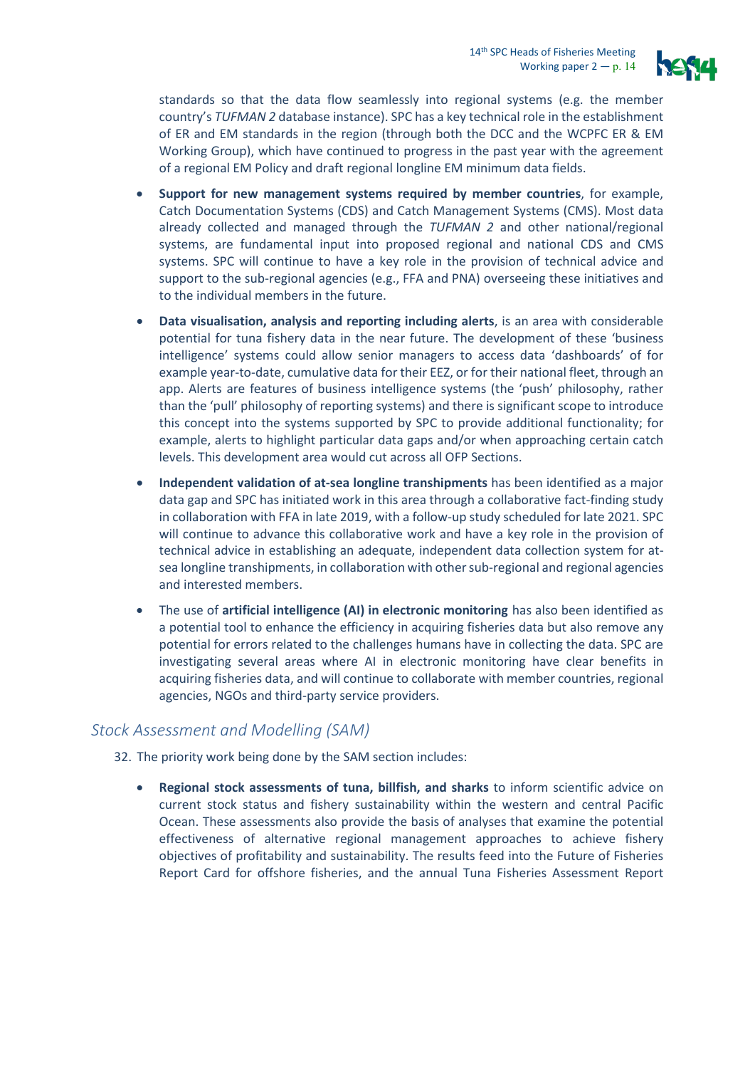standards so that the data flow seamlessly into regional systems (e.g. the member country's *TUFMAN 2* database instance). SPC has a key technical role in the establishment of ER and EM standards in the region (through both the DCC and the WCPFC ER & EM Working Group), which have continued to progress in the past year with the agreement of a regional EM Policy and draft regional longline EM minimum data fields.

- **Support for new management systems required by member countries**, for example, Catch Documentation Systems (CDS) and Catch Management Systems (CMS). Most data already collected and managed through the *TUFMAN 2* and other national/regional systems, are fundamental input into proposed regional and national CDS and CMS systems. SPC will continue to have a key role in the provision of technical advice and support to the sub-regional agencies (e.g., FFA and PNA) overseeing these initiatives and to the individual members in the future.

- **Data visualisation, analysis and reporting including alerts**, is an area with considerable potential for tuna fishery data in the near future. The development of these 'business intelligence' systems could allow senior managers to access data 'dashboards' of for example year-to-date, cumulative data for their EEZ, or for their national fleet, through an app. Alerts are features of business intelligence systems (the 'push' philosophy, rather than the 'pull' philosophy of reporting systems) and there is significant scope to introduce this concept into the systems supported by SPC to provide additional functionality; for example, alerts to highlight particular data gaps and/or when approaching certain catch levels. This development area would cut across all OFP Sections.

- **Independent validation of at-sea longline transhipments** has been identified as a major data gap and SPC has initiated work in this area through a collaborative fact-finding study in collaboration with FFA in late 2019, with a follow-up study scheduled for late 2021. SPC will continue to advance this collaborative work and have a key role in the provision of technical advice in establishing an adequate, independent data collection system for at-sea longline transhipments, in collaboration with other sub-regional and regional agencies and interested members.

- The use of **artificial intelligence (AI) in electronic monitoring** has also been identified as a potential tool to enhance the efficiency in acquiring fisheries data but also remove any potential for errors related to the challenges humans have in collecting the data. SPC are investigating several areas where AI in electronic monitoring have clear benefits in acquiring fisheries data, and will continue to collaborate with member countries, regional agencies, NGOs and third-party service providers.

## *Stock Assessment and Modelling (SAM)*

32. The priority work being done by the SAM section includes:

    - **Regional stock assessments of tuna, billfish, and sharks** to inform scientific advice on current stock status and fishery sustainability within the western and central Pacific Ocean. These assessments also provide the basis of analyses that examine the potential effectiveness of alternative regional management approaches to achieve fishery objectives of profitability and sustainability. The results feed into the Future of Fisheries Report Card for offshore fisheries, and the annual Tuna Fisheries Assessment Report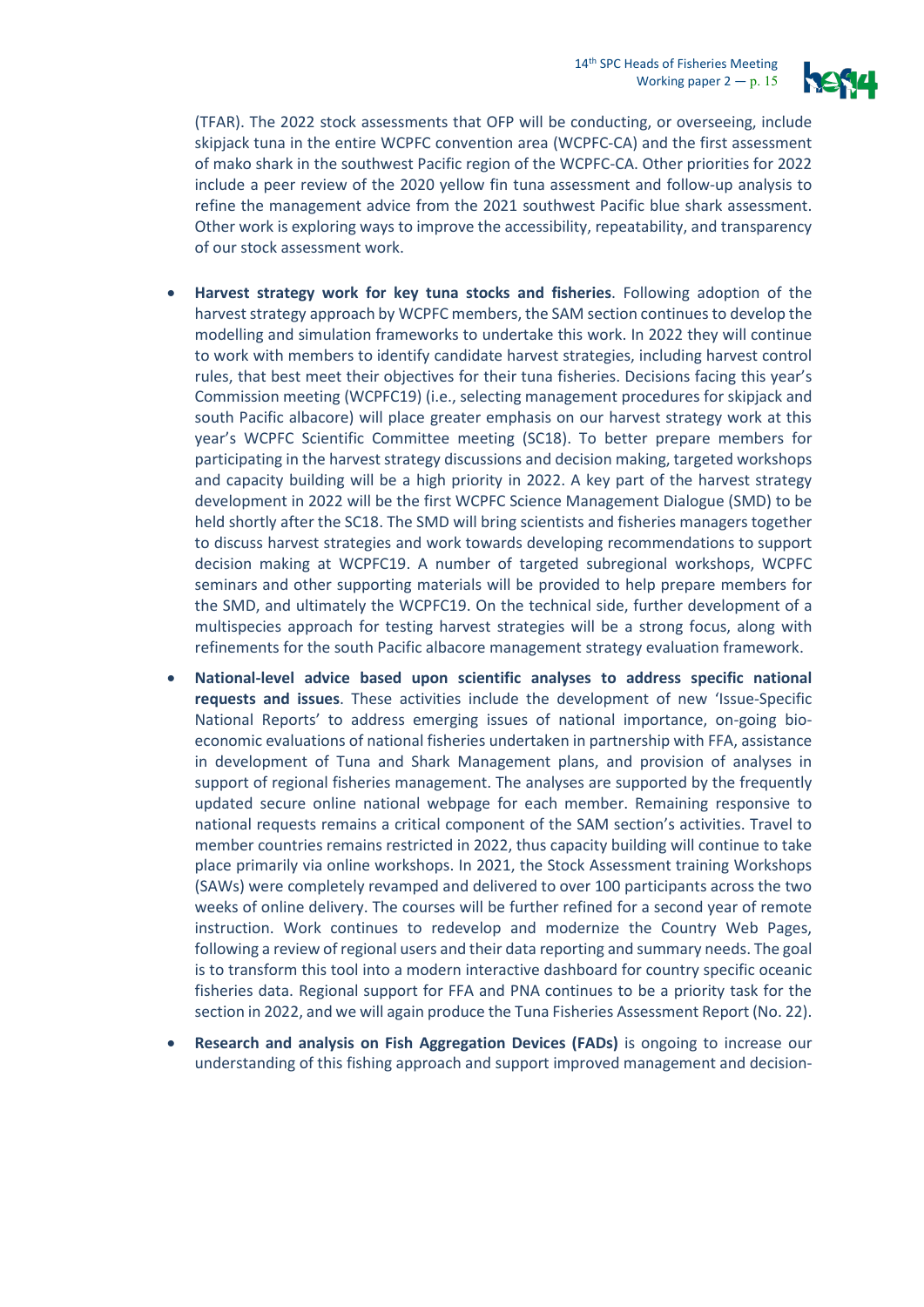(TFAR). The 2022 stock assessments that OFP will be conducting, or overseeing, include skipjack tuna in the entire WCPFC convention area (WCPFC-CA) and the first assessment of mako shark in the southwest Pacific region of the WCPFC-CA. Other priorities for 2022 include a peer review of the 2020 yellow fin tuna assessment and follow-up analysis to refine the management advice from the 2021 southwest Pacific blue shark assessment. Other work is exploring ways to improve the accessibility, repeatability, and transparency of our stock assessment work.

- **Harvest strategy work for key tuna stocks and fisheries**. Following adoption of the harvest strategy approach by WCPFC members, the SAM section continues to develop the modelling and simulation frameworks to undertake this work. In 2022 they will continue to work with members to identify candidate harvest strategies, including harvest control rules, that best meet their objectives for their tuna fisheries. Decisions facing this year's Commission meeting (WCPFC19) (i.e., selecting management procedures for skipjack and south Pacific albacore) will place greater emphasis on our harvest strategy work at this year's WCPFC Scientific Committee meeting (SC18). To better prepare members for participating in the harvest strategy discussions and decision making, targeted workshops and capacity building will be a high priority in 2022. A key part of the harvest strategy development in 2022 will be the first WCPFC Science Management Dialogue (SMD) to be held shortly after the SC18. The SMD will bring scientists and fisheries managers together to discuss harvest strategies and work towards developing recommendations to support decision making at WCPFC19. A number of targeted subregional workshops, WCPFC seminars and other supporting materials will be provided to help prepare members for the SMD, and ultimately the WCPFC19. On the technical side, further development of a multispecies approach for testing harvest strategies will be a strong focus, along with refinements for the south Pacific albacore management strategy evaluation framework.
- **National-level advice based upon scientific analyses to address specific national requests and issues**. These activities include the development of new 'Issue-Specific National Reports' to address emerging issues of national importance, on-going bio-economic evaluations of national fisheries undertaken in partnership with FFA, assistance in development of Tuna and Shark Management plans, and provision of analyses in support of regional fisheries management. The analyses are supported by the frequently updated secure online national webpage for each member. Remaining responsive to national requests remains a critical component of the SAM section's activities. Travel to member countries remains restricted in 2022, thus capacity building will continue to take place primarily via online workshops. In 2021, the Stock Assessment training Workshops (SAWs) were completely revamped and delivered to over 100 participants across the two weeks of online delivery. The courses will be further refined for a second year of remote instruction. Work continues to redevelop and modernize the Country Web Pages, following a review of regional users and their data reporting and summary needs. The goal is to transform this tool into a modern interactive dashboard for country specific oceanic fisheries data. Regional support for FFA and PNA continues to be a priority task for the section in 2022, and we will again produce the Tuna Fisheries Assessment Report (No. 22).
- **Research and analysis on Fish Aggregation Devices (FADs)** is ongoing to increase our understanding of this fishing approach and support improved management and decision-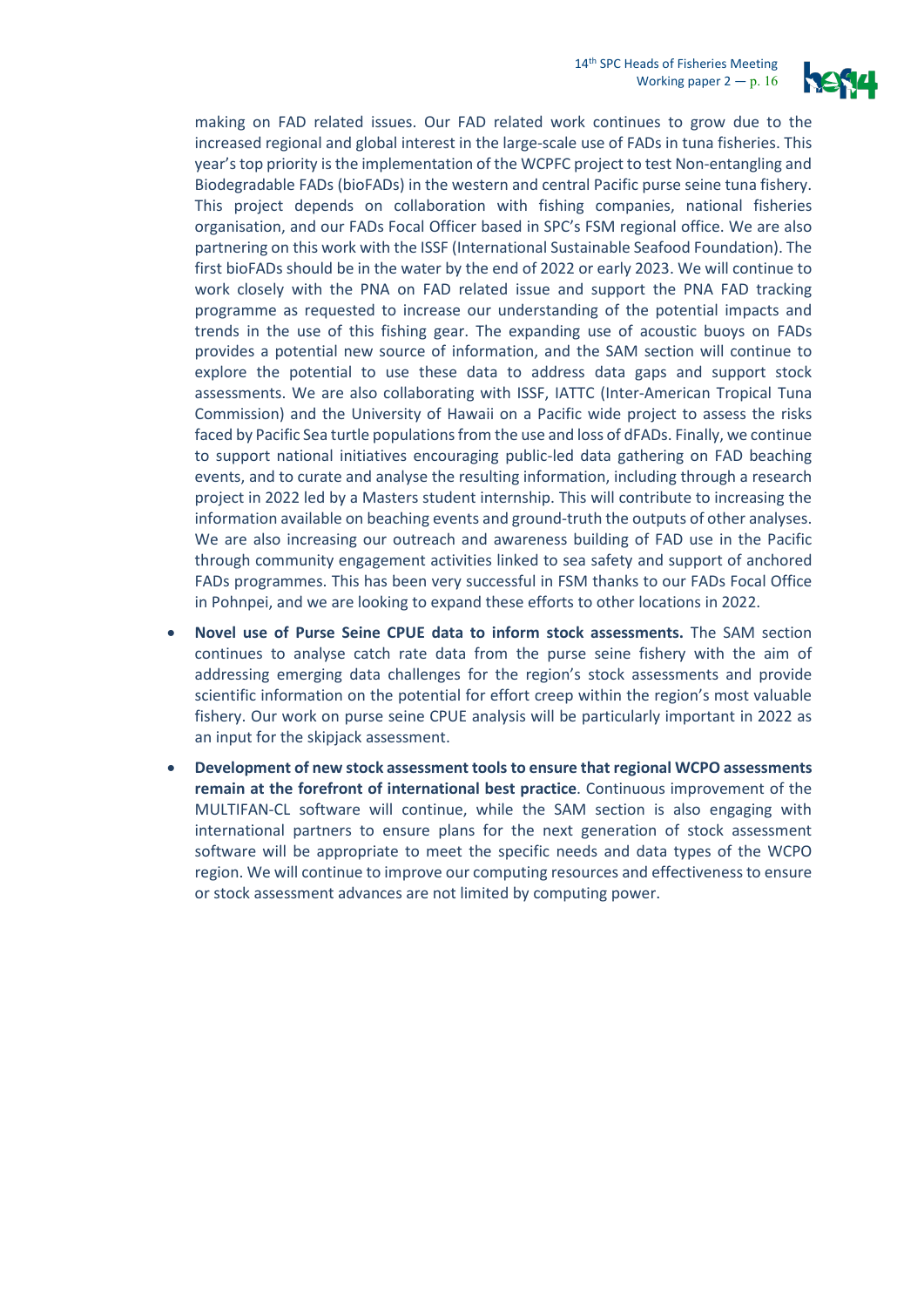making on FAD related issues. Our FAD related work continues to grow due to the increased regional and global interest in the large-scale use of FADs in tuna fisheries. This year's top priority is the implementation of the WCPFC project to test Non-entangling and Biodegradable FADs (bioFADs) in the western and central Pacific purse seine tuna fishery. This project depends on collaboration with fishing companies, national fisheries organisation, and our FADs Focal Officer based in SPC's FSM regional office. We are also partnering on this work with the ISSF (International Sustainable Seafood Foundation). The first bioFADs should be in the water by the end of 2022 or early 2023. We will continue to work closely with the PNA on FAD related issue and support the PNA FAD tracking programme as requested to increase our understanding of the potential impacts and trends in the use of this fishing gear. The expanding use of acoustic buoys on FADs provides a potential new source of information, and the SAM section will continue to explore the potential to use these data to address data gaps and support stock assessments. We are also collaborating with ISSF, IATTC (Inter-American Tropical Tuna Commission) and the University of Hawaii on a Pacific wide project to assess the risks faced by Pacific Sea turtle populations from the use and loss of dFADs. Finally, we continue to support national initiatives encouraging public-led data gathering on FAD beaching events, and to curate and analyse the resulting information, including through a research project in 2022 led by a Masters student internship. This will contribute to increasing the information available on beaching events and ground-truth the outputs of other analyses. We are also increasing our outreach and awareness building of FAD use in the Pacific through community engagement activities linked to sea safety and support of anchored FADs programmes. This has been very successful in FSM thanks to our FADs Focal Office in Pohnpei, and we are looking to expand these efforts to other locations in 2022.

- **Novel use of Purse Seine CPUE data to inform stock assessments.** The SAM section continues to analyse catch rate data from the purse seine fishery with the aim of addressing emerging data challenges for the region's stock assessments and provide scientific information on the potential for effort creep within the region's most valuable fishery. Our work on purse seine CPUE analysis will be particularly important in 2022 as an input for the skipjack assessment.
- **Development of new stock assessment tools to ensure that regional WCPO assessments remain at the forefront of international best practice**. Continuous improvement of the MULTIFAN-CL software will continue, while the SAM section is also engaging with international partners to ensure plans for the next generation of stock assessment software will be appropriate to meet the specific needs and data types of the WCPO region. We will continue to improve our computing resources and effectiveness to ensure or stock assessment advances are not limited by computing power.